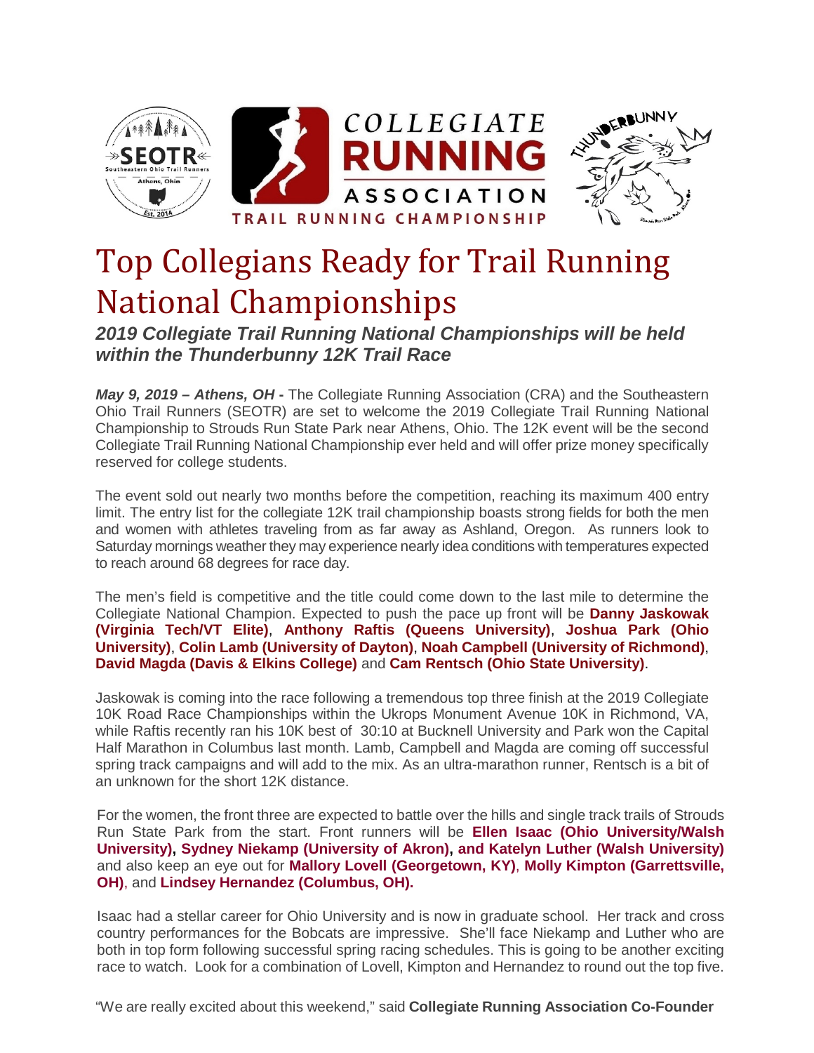# Top Collegians Ready for Trail Running National Championships

***2019 Collegiate Trail Running National Championships will be held within the Thunderbunny 12K Trail Race***

***May 9, 2019 – Athens, OH -*** The Collegiate Running Association (CRA) and the Southeastern Ohio Trail Runners (SEOTR) are set to welcome the 2019 Collegiate Trail Running National Championship to Strouds Run State Park near Athens, Ohio. The 12K event will be the second Collegiate Trail Running National Championship ever held and will offer prize money specifically reserved for college students.

The event sold out nearly two months before the competition, reaching its maximum 400 entry limit. The entry list for the collegiate 12K trail championship boasts strong fields for both the men and women with athletes traveling from as far away as Ashland, Oregon. As runners look to Saturday mornings weather they may experience nearly idea conditions with temperatures expected to reach around 68 degrees for race day.

The men's field is competitive and the title could come down to the last mile to determine the Collegiate National Champion. Expected to push the pace up front will be **Danny Jaskowak (Virginia Tech/VT Elite)**, **Anthony Raftis (Queens University)**, **Joshua Park (Ohio University)**, **Colin Lamb (University of Dayton)**, **Noah Campbell (University of Richmond)**, **David Magda (Davis & Elkins College)** and **Cam Rentsch (Ohio State University)**.

Jaskowak is coming into the race following a tremendous top three finish at the 2019 Collegiate 10K Road Race Championships within the Ukrops Monument Avenue 10K in Richmond, VA, while Raftis recently ran his 10K best of 30:10 at Bucknell University and Park won the Capital Half Marathon in Columbus last month. Lamb, Campbell and Magda are coming off successful spring track campaigns and will add to the mix. As an ultra-marathon runner, Rentsch is a bit of an unknown for the short 12K distance.

For the women, the front three are expected to battle over the hills and single track trails of Strouds Run State Park from the start. Front runners will be **Ellen Isaac (Ohio University/Walsh University), Sydney Niekamp (University of Akron), and Katelyn Luther (Walsh University)** and also keep an eye out for **Mallory Lovell (Georgetown, KY)**, **Molly Kimpton (Garrettsville, OH)**, and **Lindsey Hernandez (Columbus, OH).**

Isaac had a stellar career for Ohio University and is now in graduate school. Her track and cross country performances for the Bobcats are impressive. She'll face Niekamp and Luther who are both in top form following successful spring racing schedules. This is going to be another exciting race to watch. Look for a combination of Lovell, Kimpton and Hernandez to round out the top five.

"We are really excited about this weekend," said **Collegiate Running Association Co-Founder**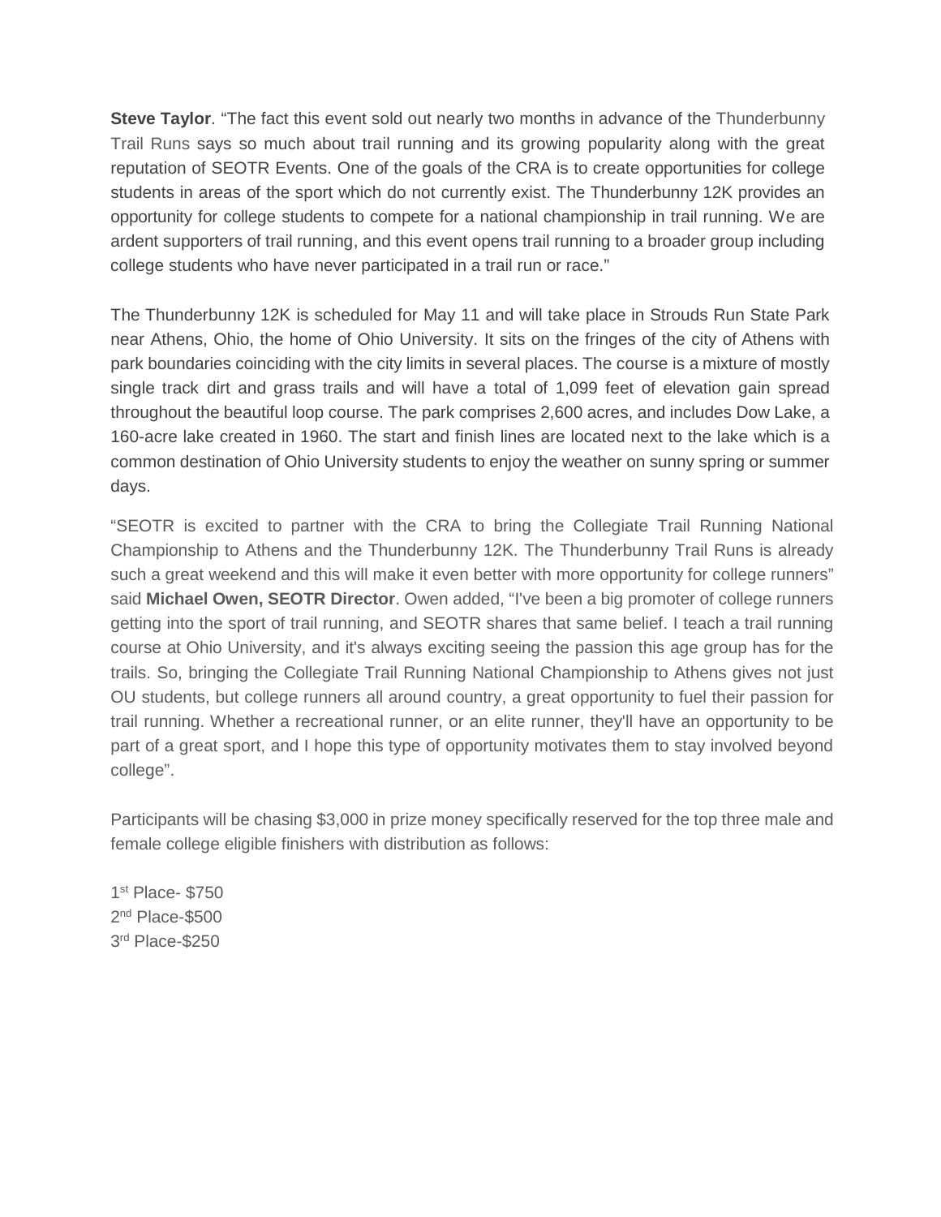**Steve Taylor**. “The fact this event sold out nearly two months in advance of the Thunderbunny Trail Runs says so much about trail running and its growing popularity along with the great reputation of SEOTR Events. One of the goals of the CRA is to create opportunities for college students in areas of the sport which do not currently exist. The Thunderbunny 12K provides an opportunity for college students to compete for a national championship in trail running. We are ardent supporters of trail running, and this event opens trail running to a broader group including college students who have never participated in a trail run or race.”

The Thunderbunny 12K is scheduled for May 11 and will take place in Strouds Run State Park near Athens, Ohio, the home of Ohio University. It sits on the fringes of the city of Athens with park boundaries coinciding with the city limits in several places. The course is a mixture of mostly single track dirt and grass trails and will have a total of 1,099 feet of elevation gain spread throughout the beautiful loop course. The park comprises 2,600 acres, and includes Dow Lake, a 160-acre lake created in 1960. The start and finish lines are located next to the lake which is a common destination of Ohio University students to enjoy the weather on sunny spring or summer days.

“SEOTR is excited to partner with the CRA to bring the Collegiate Trail Running National Championship to Athens and the Thunderbunny 12K. The Thunderbunny Trail Runs is already such a great weekend and this will make it even better with more opportunity for college runners” said **Michael Owen, SEOTR Director**. Owen added, “I've been a big promoter of college runners getting into the sport of trail running, and SEOTR shares that same belief. I teach a trail running course at Ohio University, and it's always exciting seeing the passion this age group has for the trails. So, bringing the Collegiate Trail Running National Championship to Athens gives not just OU students, but college runners all around country, a great opportunity to fuel their passion for trail running. Whether a recreational runner, or an elite runner, they'll have an opportunity to be part of a great sport, and I hope this type of opportunity motivates them to stay involved beyond college”.

Participants will be chasing $3,000 in prize money specifically reserved for the top three male and female college eligible finishers with distribution as follows:

1st Place- $750
2nd Place-$500
3rd Place-$250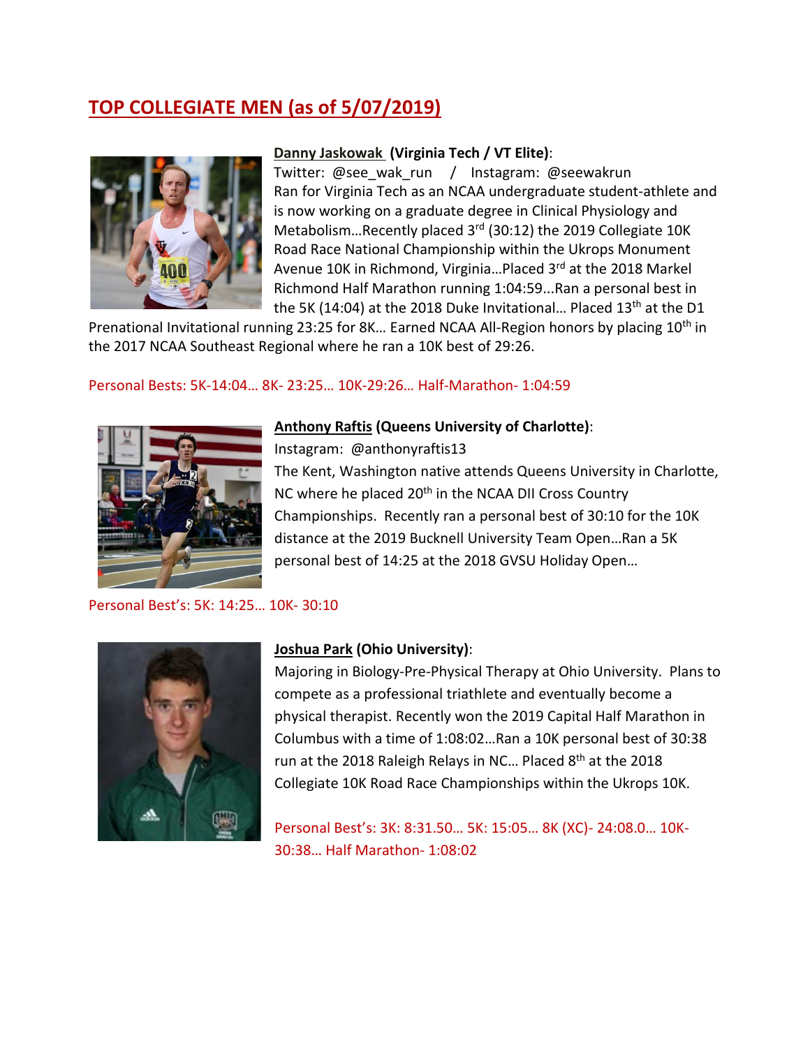## TOP COLLEGIATE MEN (as of 5/07/2019)

**Danny Jaskowak (Virginia Tech / VT Elite)**:
Twitter: @see_wak_run / Instagram: @seewakrun
Ran for Virginia Tech as an NCAA undergraduate student-athlete and is now working on a graduate degree in Clinical Physiology and Metabolism…Recently placed 3rd (30:12) the 2019 Collegiate 10K Road Race National Championship within the Ukrops Monument Avenue 10K in Richmond, Virginia…Placed 3rd at the 2018 Markel Richmond Half Marathon running 1:04:59...Ran a personal best in the 5K (14:04) at the 2018 Duke Invitational… Placed 13th at the D1 Prenational Invitational running 23:25 for 8K… Earned NCAA All-Region honors by placing 10th in the 2017 NCAA Southeast Regional where he ran a 10K best of 29:26.

Personal Bests: 5K-14:04… 8K- 23:25… 10K-29:26… Half-Marathon- 1:04:59

**Anthony Raftis (Queens University of Charlotte)**:
Instagram: @anthonyraftis13
The Kent, Washington native attends Queens University in Charlotte, NC where he placed 20th in the NCAA DII Cross Country Championships. Recently ran a personal best of 30:10 for the 10K distance at the 2019 Bucknell University Team Open…Ran a 5K personal best of 14:25 at the 2018 GVSU Holiday Open…

Personal Best's: 5K: 14:25… 10K- 30:10

**Joshua Park (Ohio University)**:
Majoring in Biology-Pre-Physical Therapy at Ohio University. Plans to compete as a professional triathlete and eventually become a physical therapist. Recently won the 2019 Capital Half Marathon in Columbus with a time of 1:08:02…Ran a 10K personal best of 30:38 run at the 2018 Raleigh Relays in NC… Placed 8th at the 2018 Collegiate 10K Road Race Championships within the Ukrops 10K.

Personal Best's: 3K: 8:31.50… 5K: 15:05… 8K (XC)- 24:08.0… 10K- 30:38… Half Marathon- 1:08:02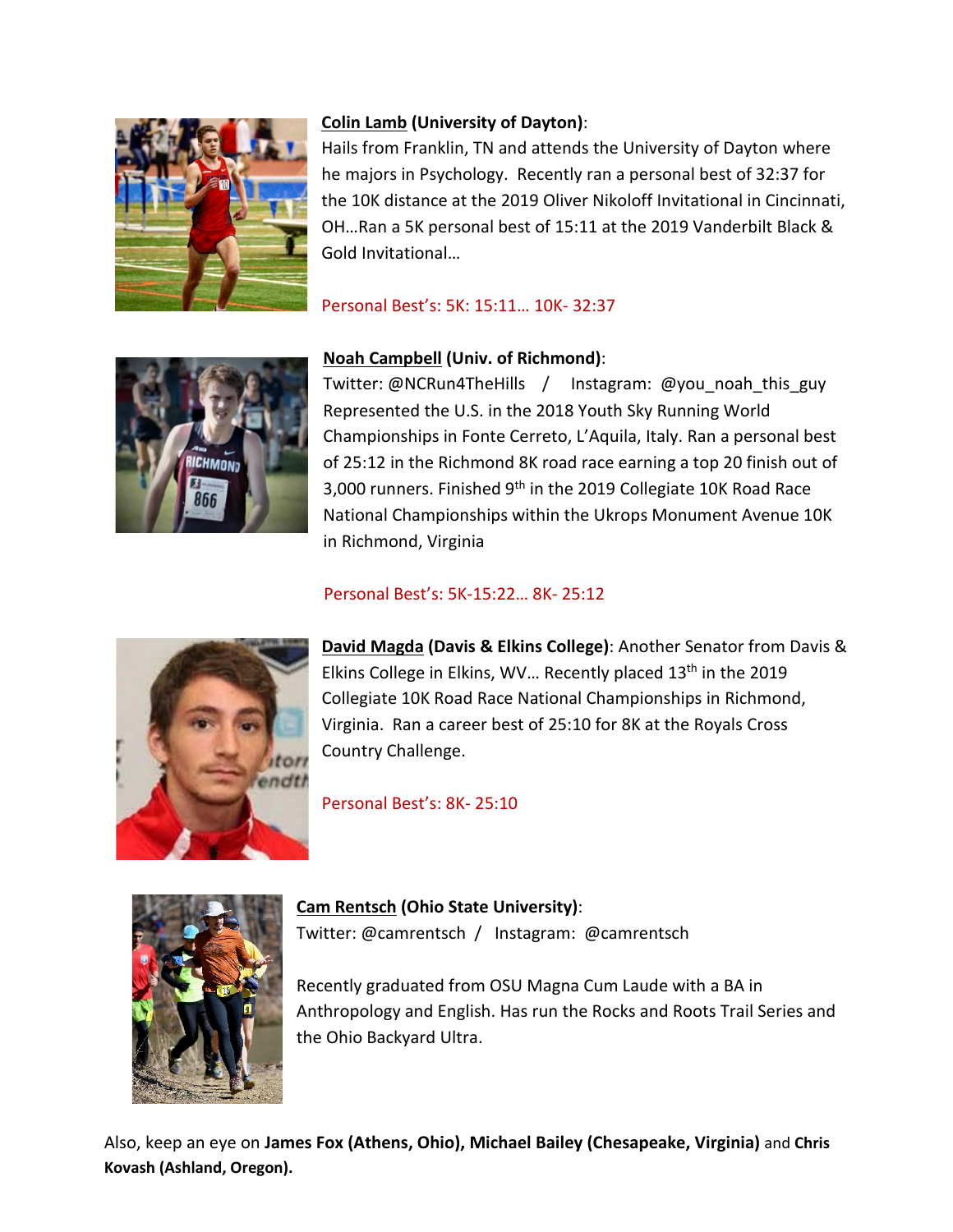**Colin Lamb (University of Dayton)**:
Hails from Franklin, TN and attends the University of Dayton where he majors in Psychology. Recently ran a personal best of 32:37 for the 10K distance at the 2019 Oliver Nikoloff Invitational in Cincinnati, OH…Ran a 5K personal best of 15:11 at the 2019 Vanderbilt Black & Gold Invitational…

Personal Best's: 5K: 15:11… 10K- 32:37

**Noah Campbell (Univ. of Richmond)**:
Twitter: @NCRun4TheHills / Instagram: @you_noah_this_guy
Represented the U.S. in the 2018 Youth Sky Running World Championships in Fonte Cerreto, L'Aquila, Italy. Ran a personal best of 25:12 in the Richmond 8K road race earning a top 20 finish out of 3,000 runners. Finished 9th in the 2019 Collegiate 10K Road Race National Championships within the Ukrops Monument Avenue 10K in Richmond, Virginia

Personal Best's: 5K-15:22… 8K- 25:12

**David Magda (Davis & Elkins College)**: Another Senator from Davis & Elkins College in Elkins, WV… Recently placed 13th in the 2019 Collegiate 10K Road Race National Championships in Richmond, Virginia. Ran a career best of 25:10 for 8K at the Royals Cross Country Challenge.

Personal Best's: 8K- 25:10

**Cam Rentsch (Ohio State University)**:
Twitter: @camrentsch / Instagram: @camrentsch

Recently graduated from OSU Magna Cum Laude with a BA in Anthropology and English. Has run the Rocks and Roots Trail Series and the Ohio Backyard Ultra.

Also, keep an eye on **James Fox (Athens, Ohio), Michael Bailey (Chesapeake, Virginia)** and **Chris Kovash (Ashland, Oregon).**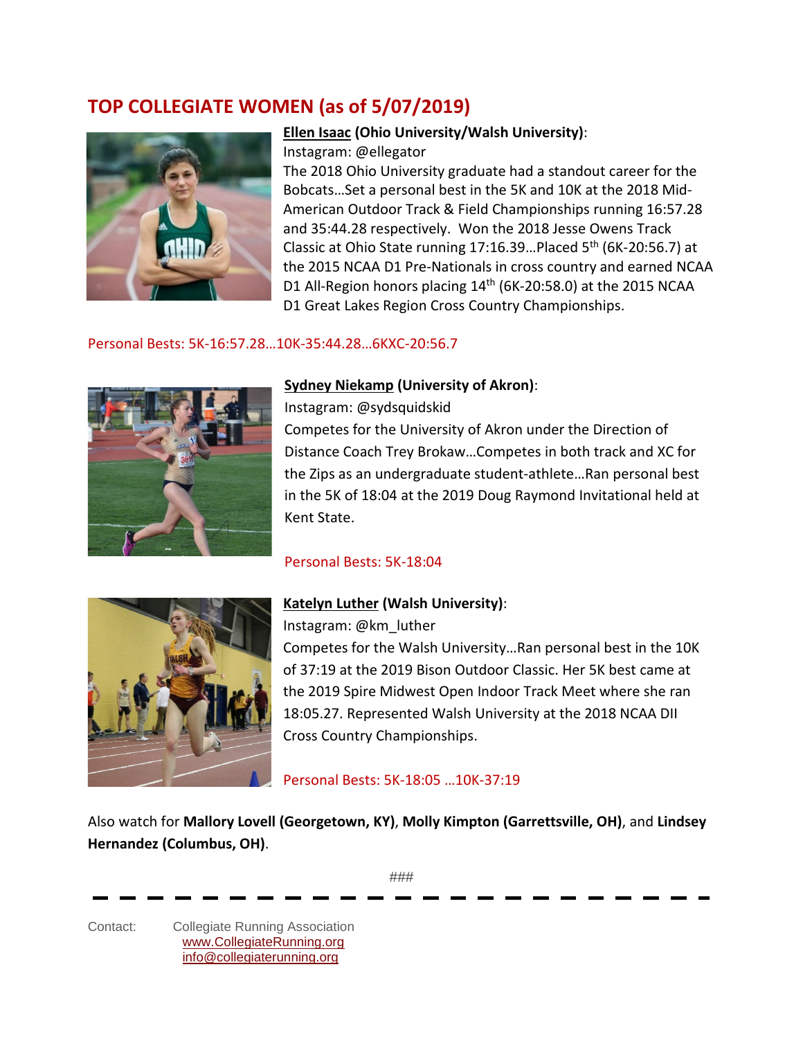## TOP COLLEGIATE WOMEN (as of 5/07/2019)

**Ellen Isaac (Ohio University/Walsh University)**:
Instagram: @ellegator
The 2018 Ohio University graduate had a standout career for the Bobcats…Set a personal best in the 5K and 10K at the 2018 Mid-American Outdoor Track & Field Championships running 16:57.28 and 35:44.28 respectively. Won the 2018 Jesse Owens Track Classic at Ohio State running 17:16.39…Placed 5th (6K-20:56.7) at the 2015 NCAA D1 Pre-Nationals in cross country and earned NCAA D1 All-Region honors placing 14th (6K-20:58.0) at the 2015 NCAA D1 Great Lakes Region Cross Country Championships.

Personal Bests: 5K-16:57.28…10K-35:44.28…6KXC-20:56.7

**Sydney Niekamp (University of Akron)**:
Instagram: @sydsquidskid
Competes for the University of Akron under the Direction of Distance Coach Trey Brokaw…Competes in both track and XC for the Zips as an undergraduate student-athlete…Ran personal best in the 5K of 18:04 at the 2019 Doug Raymond Invitational held at Kent State.

Personal Bests: 5K-18:04

**Katelyn Luther (Walsh University)**:
Instagram: @km_luther
Competes for the Walsh University…Ran personal best in the 10K of 37:19 at the 2019 Bison Outdoor Classic. Her 5K best came at the 2019 Spire Midwest Open Indoor Track Meet where she ran 18:05.27. Represented Walsh University at the 2018 NCAA DII Cross Country Championships.

Personal Bests: 5K-18:05 …10K-37:19

Also watch for **Mallory Lovell (Georgetown, KY)**, **Molly Kimpton (Garrettsville, OH)**, and **Lindsey Hernandez (Columbus, OH)**.

###

Contact: Collegiate Running Association
www.CollegiateRunning.org
info@collegiaterunning.org